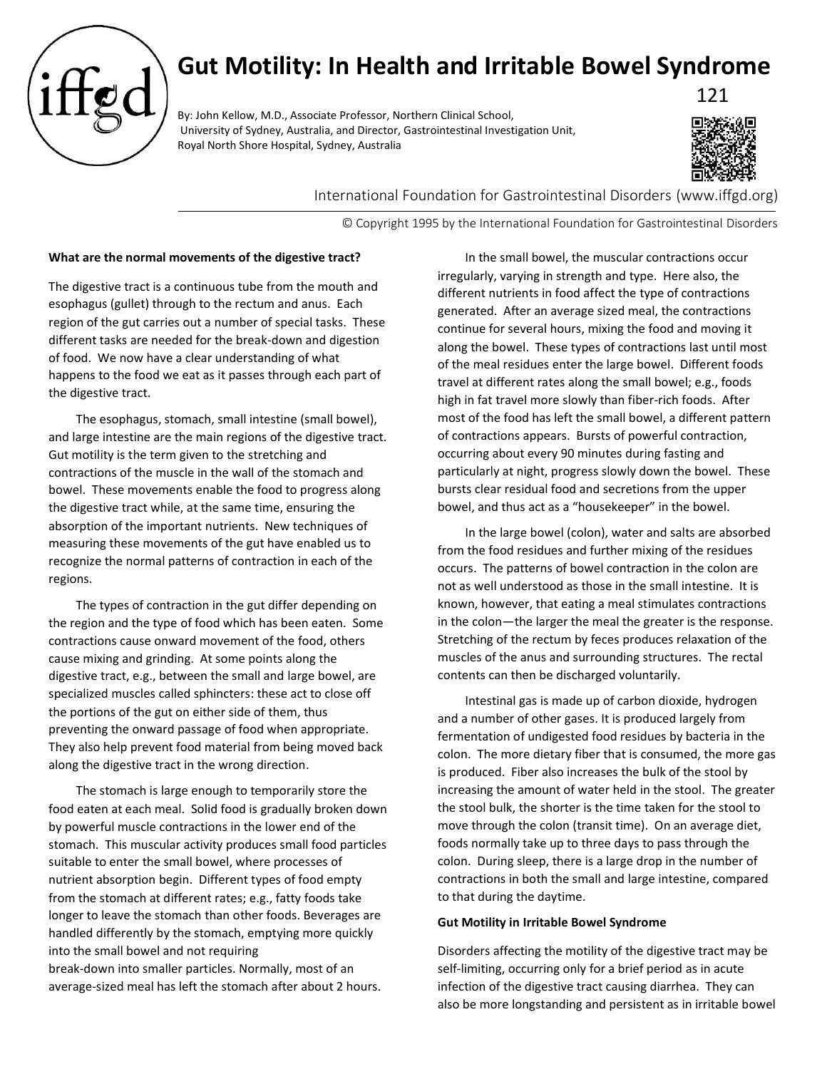# Gut Motility: In Health and Irritable Bowel Syndrome

121

By: John Kellow, M.D., Associate Professor, Northern Clinical School, University of Sydney, Australia, and Director, Gastrointestinal Investigation Unit, Royal North Shore Hospital, Sydney, Australia

International Foundation for Gastrointestinal Disorders (www.iffgd.org)

© Copyright 1995 by the International Foundation for Gastrointestinal Disorders

**What are the normal movements of the digestive tract?**

The digestive tract is a continuous tube from the mouth and esophagus (gullet) through to the rectum and anus. Each region of the gut carries out a number of special tasks. These different tasks are needed for the break-down and digestion of food. We now have a clear understanding of what happens to the food we eat as it passes through each part of the digestive tract.

The esophagus, stomach, small intestine (small bowel), and large intestine are the main regions of the digestive tract. Gut motility is the term given to the stretching and contractions of the muscle in the wall of the stomach and bowel. These movements enable the food to progress along the digestive tract while, at the same time, ensuring the absorption of the important nutrients. New techniques of measuring these movements of the gut have enabled us to recognize the normal patterns of contraction in each of the regions.

The types of contraction in the gut differ depending on the region and the type of food which has been eaten. Some contractions cause onward movement of the food, others cause mixing and grinding. At some points along the digestive tract, e.g., between the small and large bowel, are specialized muscles called sphincters: these act to close off the portions of the gut on either side of them, thus preventing the onward passage of food when appropriate. They also help prevent food material from being moved back along the digestive tract in the wrong direction.

The stomach is large enough to temporarily store the food eaten at each meal. Solid food is gradually broken down by powerful muscle contractions in the lower end of the stomach. This muscular activity produces small food particles suitable to enter the small bowel, where processes of nutrient absorption begin. Different types of food empty from the stomach at different rates; e.g., fatty foods take longer to leave the stomach than other foods. Beverages are handled differently by the stomach, emptying more quickly into the small bowel and not requiring break-down into smaller particles. Normally, most of an average-sized meal has left the stomach after about 2 hours.

In the small bowel, the muscular contractions occur irregularly, varying in strength and type. Here also, the different nutrients in food affect the type of contractions generated. After an average sized meal, the contractions continue for several hours, mixing the food and moving it along the bowel. These types of contractions last until most of the meal residues enter the large bowel. Different foods travel at different rates along the small bowel; e.g., foods high in fat travel more slowly than fiber-rich foods. After most of the food has left the small bowel, a different pattern of contractions appears. Bursts of powerful contraction, occurring about every 90 minutes during fasting and particularly at night, progress slowly down the bowel. These bursts clear residual food and secretions from the upper bowel, and thus act as a "housekeeper" in the bowel.

In the large bowel (colon), water and salts are absorbed from the food residues and further mixing of the residues occurs. The patterns of bowel contraction in the colon are not as well understood as those in the small intestine. It is known, however, that eating a meal stimulates contractions in the colon—the larger the meal the greater is the response. Stretching of the rectum by feces produces relaxation of the muscles of the anus and surrounding structures. The rectal contents can then be discharged voluntarily.

Intestinal gas is made up of carbon dioxide, hydrogen and a number of other gases. It is produced largely from fermentation of undigested food residues by bacteria in the colon. The more dietary fiber that is consumed, the more gas is produced. Fiber also increases the bulk of the stool by increasing the amount of water held in the stool. The greater the stool bulk, the shorter is the time taken for the stool to move through the colon (transit time). On an average diet, foods normally take up to three days to pass through the colon. During sleep, there is a large drop in the number of contractions in both the small and large intestine, compared to that during the daytime.

**Gut Motility in Irritable Bowel Syndrome**

Disorders affecting the motility of the digestive tract may be self-limiting, occurring only for a brief period as in acute infection of the digestive tract causing diarrhea. They can also be more longstanding and persistent as in irritable bowel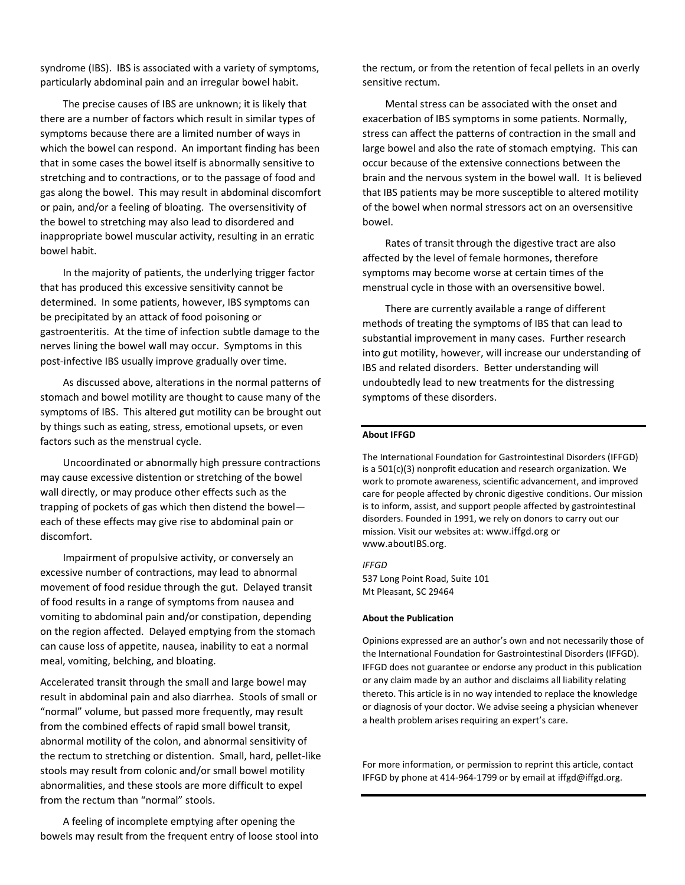syndrome (IBS). IBS is associated with a variety of symptoms, particularly abdominal pain and an irregular bowel habit.

The precise causes of IBS are unknown; it is likely that there are a number of factors which result in similar types of symptoms because there are a limited number of ways in which the bowel can respond. An important finding has been that in some cases the bowel itself is abnormally sensitive to stretching and to contractions, or to the passage of food and gas along the bowel. This may result in abdominal discomfort or pain, and/or a feeling of bloating. The oversensitivity of the bowel to stretching may also lead to disordered and inappropriate bowel muscular activity, resulting in an erratic bowel habit.

In the majority of patients, the underlying trigger factor that has produced this excessive sensitivity cannot be determined. In some patients, however, IBS symptoms can be precipitated by an attack of food poisoning or gastroenteritis. At the time of infection subtle damage to the nerves lining the bowel wall may occur. Symptoms in this post-infective IBS usually improve gradually over time.

As discussed above, alterations in the normal patterns of stomach and bowel motility are thought to cause many of the symptoms of IBS. This altered gut motility can be brought out by things such as eating, stress, emotional upsets, or even factors such as the menstrual cycle.

Uncoordinated or abnormally high pressure contractions may cause excessive distention or stretching of the bowel wall directly, or may produce other effects such as the trapping of pockets of gas which then distend the bowel—each of these effects may give rise to abdominal pain or discomfort.

Impairment of propulsive activity, or conversely an excessive number of contractions, may lead to abnormal movement of food residue through the gut. Delayed transit of food results in a range of symptoms from nausea and vomiting to abdominal pain and/or constipation, depending on the region affected. Delayed emptying from the stomach can cause loss of appetite, nausea, inability to eat a normal meal, vomiting, belching, and bloating.

Accelerated transit through the small and large bowel may result in abdominal pain and also diarrhea. Stools of small or "normal" volume, but passed more frequently, may result from the combined effects of rapid small bowel transit, abnormal motility of the colon, and abnormal sensitivity of the rectum to stretching or distention. Small, hard, pellet-like stools may result from colonic and/or small bowel motility abnormalities, and these stools are more difficult to expel from the rectum than "normal" stools.

A feeling of incomplete emptying after opening the bowels may result from the frequent entry of loose stool into the rectum, or from the retention of fecal pellets in an overly sensitive rectum.

Mental stress can be associated with the onset and exacerbation of IBS symptoms in some patients. Normally, stress can affect the patterns of contraction in the small and large bowel and also the rate of stomach emptying. This can occur because of the extensive connections between the brain and the nervous system in the bowel wall. It is believed that IBS patients may be more susceptible to altered motility of the bowel when normal stressors act on an oversensitive bowel.

Rates of transit through the digestive tract are also affected by the level of female hormones, therefore symptoms may become worse at certain times of the menstrual cycle in those with an oversensitive bowel.

There are currently available a range of different methods of treating the symptoms of IBS that can lead to substantial improvement in many cases. Further research into gut motility, however, will increase our understanding of IBS and related disorders. Better understanding will undoubtedly lead to new treatments for the distressing symptoms of these disorders.

---

**About IFFGD**

The International Foundation for Gastrointestinal Disorders (IFFGD) is a 501(c)(3) nonprofit education and research organization. We work to promote awareness, scientific advancement, and improved care for people affected by chronic digestive conditions. Our mission is to inform, assist, and support people affected by gastrointestinal disorders. Founded in 1991, we rely on donors to carry out our mission. Visit our websites at: www.iffgd.org or www.aboutIBS.org.

*IFFGD*
537 Long Point Road, Suite 101
Mt Pleasant, SC 29464

**About the Publication**

Opinions expressed are an author's own and not necessarily those of the International Foundation for Gastrointestinal Disorders (IFFGD). IFFGD does not guarantee or endorse any product in this publication or any claim made by an author and disclaims all liability relating thereto. This article is in no way intended to replace the knowledge or diagnosis of your doctor. We advise seeing a physician whenever a health problem arises requiring an expert's care.

For more information, or permission to reprint this article, contact IFFGD by phone at 414-964-1799 or by email at iffgd@iffgd.org.

---